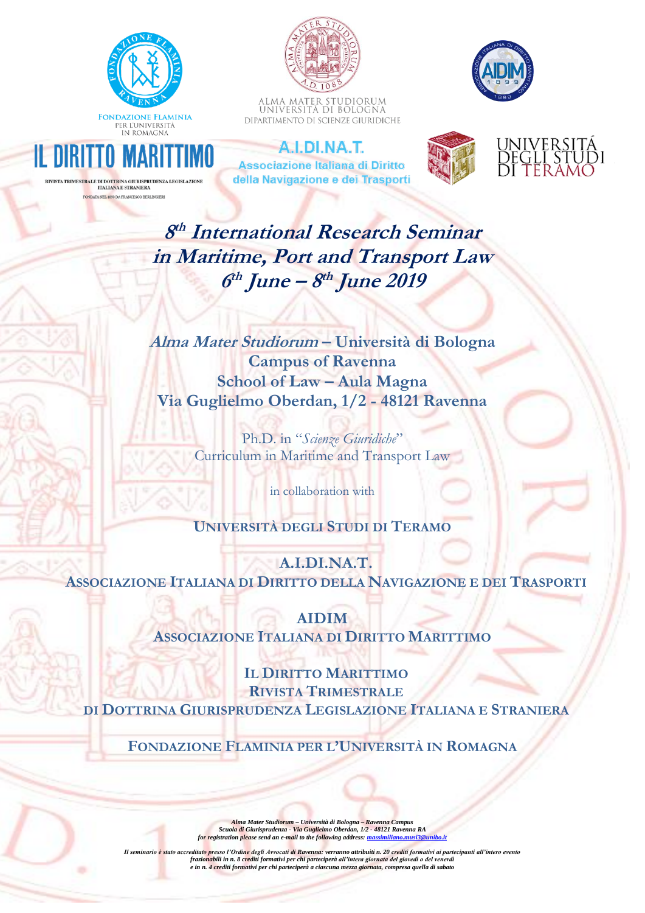FONDAZIONE FLAMINIA
PER L'UNIVERSITÀ
IN ROMAGNA

ALMA MATER STUDIORUM
UNIVERSITÀ DI BOLOGNA
DIPARTIMENTO DI SCIENZE GIURIDICHE

IL DIRITTO MARITTIMO

RIVISTA TRIMESTRALE DI DOTTRINA GIURISPRUDENZA LEGISLAZIONE ITALIANA E STRANIERA

FONDATA NEL 1899 DA FRANCESCO BERLINGIERI

A.I.DI.NA.T.
Associazione Italiana di Diritto della Navigazione e dei Trasporti

UNIVERSITÀ DEGLI STUDI DI TERAMO

# *8th International Research Seminar in Maritime, Port and Transport Law*
# *6th June – 8th June 2019*

***Alma Mater Studiorum* – Università di Bologna**
**Campus of Ravenna**
**School of Law – Aula Magna**
**Via Guglielmo Oberdan, 1/2 - 48121 Ravenna**

Ph.D. in "*Scienze Giuridiche*"
Curriculum in Maritime and Transport Law

in collaboration with

**UNIVERSITÀ DEGLI STUDI DI TERAMO**

**A.I.DI.NA.T.**
**ASSOCIAZIONE ITALIANA DI DIRITTO DELLA NAVIGAZIONE E DEI TRASPORTI**

**AIDIM**
**ASSOCIAZIONE ITALIANA DI DIRITTO MARITTIMO**

**IL DIRITTO MARITTIMO**
**RIVISTA TRIMESTRALE**
**DI DOTTRINA GIURISPRUDENZA LEGISLAZIONE ITALIANA E STRANIERA**

**FONDAZIONE FLAMINIA PER L'UNIVERSITÀ IN ROMAGNA**

***Alma Mater Studiorum – Università di Bologna – Ravenna Campus***
***Scuola di Giurisprudenza - Via Guglielmo Oberdan, 1/2 - 48121 Ravenna RA***
***for registration please send an e-mail to the following address: massimiliano.musi3@unibo.it***

***Il seminario è stato accreditato presso l'Ordine degli Avvocati di Ravenna: verranno attribuiti n. 20 crediti formativi ai partecipanti all'intero evento frazionabili in n. 8 crediti formativi per chi parteciperà all'intera giornata del giovedì o del venerdì e in n. 4 crediti formativi per chi parteciperà a ciascuna mezza giornata, compresa quella di sabato***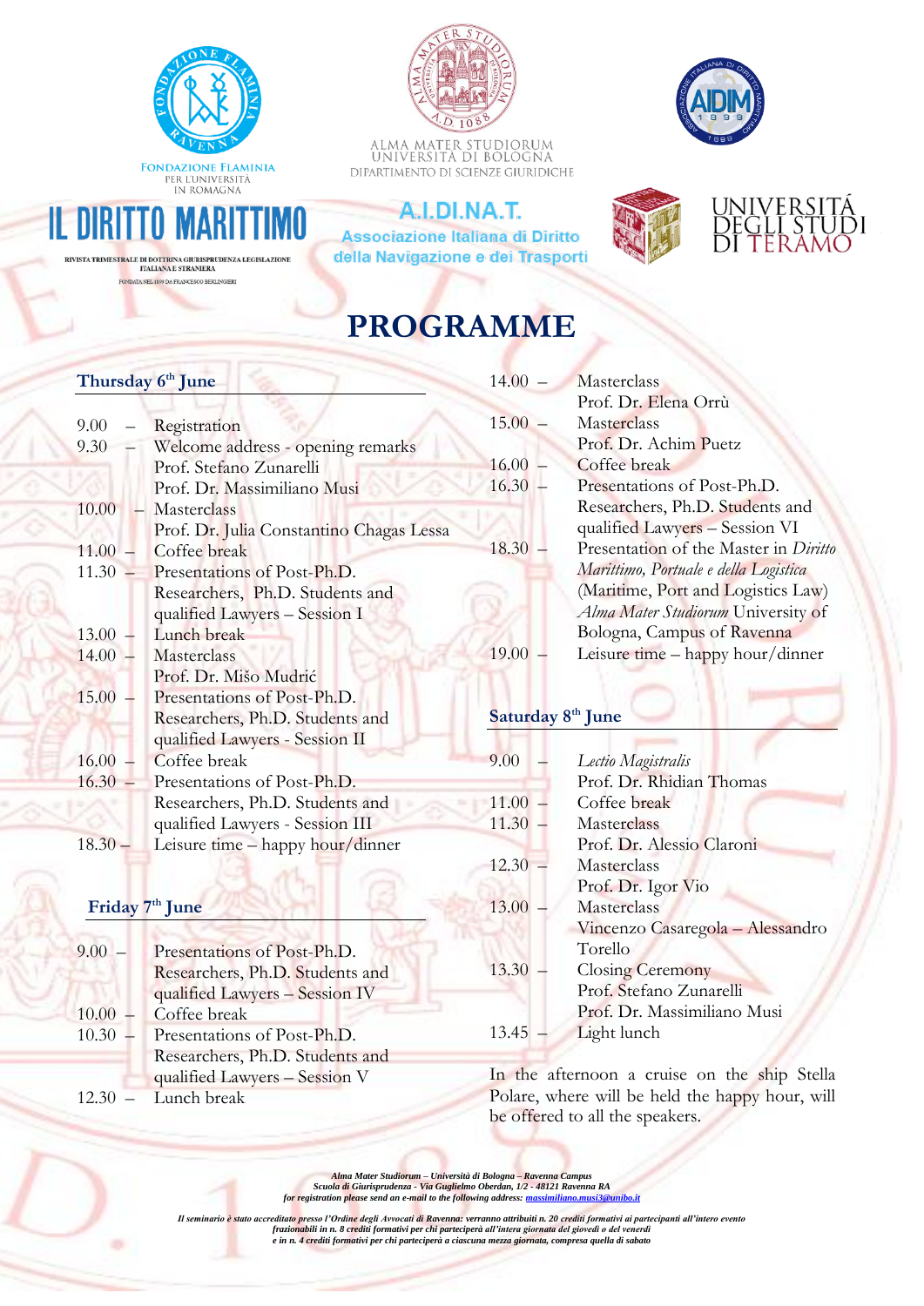FONDAZIONE FLAMINIA PER L'UNIVERSITÀ IN ROMAGNA

ALMA MATER STUDIORUM
UNIVERSITÀ DI BOLOGNA
DIPARTIMENTO DI SCIENZE GIURIDICHE

IL DIRITTO MARITTIMO

RIVISTA TRIMESTRALE DI DOTTRINA GIURISPRUDENZA LEGISLAZIONE ITALIANA E STRANIERA
FONDATA NEL 1899 DA FRANCESCO BERLINGIERI

A.I.DI.NA.T.
Associazione Italiana di Diritto della Navigazione e dei Trasporti

UNIVERSITÀ DEGLI STUDI DI TERAMO

# PROGRAMME

## Thursday 6th June

9.00 – Registration
9.30 – Welcome address - opening remarks
Prof. Stefano Zunarelli
Prof. Dr. Massimiliano Musi
10.00 – Masterclass
Prof. Dr. Julia Constantino Chagas Lessa
11.00 – Coffee break
11.30 – Presentations of Post-Ph.D. Researchers, Ph.D. Students and qualified Lawyers – Session I
13.00 – Lunch break
14.00 – Masterclass
Prof. Dr. Mišo Mudrić
15.00 – Presentations of Post-Ph.D. Researchers, Ph.D. Students and qualified Lawyers - Session II
16.00 – Coffee break
16.30 – Presentations of Post-Ph.D. Researchers, Ph.D. Students and qualified Lawyers - Session III
18.30 – Leisure time – happy hour/dinner

## Friday 7th June

9.00 – Presentations of Post-Ph.D. Researchers, Ph.D. Students and qualified Lawyers – Session IV
10.00 – Coffee break
10.30 – Presentations of Post-Ph.D. Researchers, Ph.D. Students and qualified Lawyers – Session V
12.30 – Lunch break
14.00 – Masterclass
Prof. Dr. Elena Orrù
15.00 – Masterclass
Prof. Dr. Achim Puetz
16.00 – Coffee break
16.30 – Presentations of Post-Ph.D. Researchers, Ph.D. Students and qualified Lawyers – Session VI
18.30 – Presentation of the Master in *Diritto Marittimo, Portuale e della Logistica* (Maritime, Port and Logistics Law) *Alma Mater Studiorum* University of Bologna, Campus of Ravenna
19.00 – Leisure time – happy hour/dinner

## Saturday 8th June

9.00 – *Lectio Magistralis*
Prof. Dr. Rhidian Thomas
11.00 – Coffee break
11.30 – Masterclass
Prof. Dr. Alessio Claroni
12.30 – Masterclass
Prof. Dr. Igor Vio
13.00 – Masterclass
Vincenzo Casaregola – Alessandro Torello
13.30 – Closing Ceremony
Prof. Stefano Zunarelli
Prof. Dr. Massimiliano Musi
13.45 – Light lunch

In the afternoon a cruise on the ship Stella Polare, where will be held the happy hour, will be offered to all the speakers.

*Alma Mater Studiorum – Università di Bologna – Ravenna Campus*
*Scuola di Giurisprudenza - Via Guglielmo Oberdan, 1/2 - 48121 Ravenna RA*
*for registration please send an e-mail to the following address: massimiliano.musi3@unibo.it*

*Il seminario è stato accreditato presso l'Ordine degli Avvocati di Ravenna: verranno attribuiti n. 20 crediti formativi ai partecipanti all'intero evento frazionabili in n. 8 crediti formativi per chi parteciperà all'intera giornata del giovedì o del venerdì e in n. 4 crediti formativi per chi parteciperà a ciascuna mezza giornata, compresa quella di sabato*